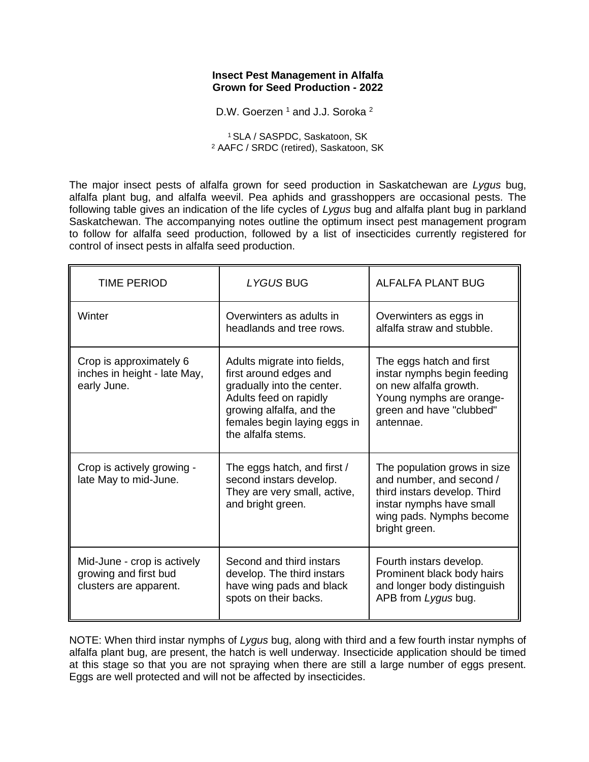# Insect Pest Management in Alfalfa Grown for Seed Production - 2022

D.W. Goerzen [1] and J.J. Soroka [2]

[1] SLA / SASPDC, Saskatoon, SK
[2] AAFC / SRDC (retired), Saskatoon, SK

The major insect pests of alfalfa grown for seed production in Saskatchewan are *Lygus* bug, alfalfa plant bug, and alfalfa weevil. Pea aphids and grasshoppers are occasional pests. The following table gives an indication of the life cycles of *Lygus* bug and alfalfa plant bug in parkland Saskatchewan. The accompanying notes outline the optimum insect pest management program to follow for alfalfa seed production, followed by a list of insecticides currently registered for control of insect pests in alfalfa seed production.

| TIME PERIOD | *LYGUS* BUG | ALFALFA PLANT BUG |
|---|---|---|
| Winter | Overwinters as adults in headlands and tree rows. | Overwinters as eggs in alfalfa straw and stubble. |
| Crop is approximately 6 inches in height - late May, early June. | Adults migrate into fields, first around edges and gradually into the center. Adults feed on rapidly growing alfalfa, and the females begin laying eggs in the alfalfa stems. | The eggs hatch and first instar nymphs begin feeding on new alfalfa growth. Young nymphs are orange-green and have "clubbed" antennae. |
| Crop is actively growing - late May to mid-June. | The eggs hatch, and first / second instars develop. They are very small, active, and bright green. | The population grows in size and number, and second / third instars develop. Third instar nymphs have small wing pads. Nymphs become bright green. |
| Mid-June - crop is actively growing and first bud clusters are apparent. | Second and third instars develop. The third instars have wing pads and black spots on their backs. | Fourth instars develop. Prominent black body hairs and longer body distinguish APB from *Lygus* bug. |

NOTE: When third instar nymphs of *Lygus* bug, along with third and a few fourth instar nymphs of alfalfa plant bug, are present, the hatch is well underway. Insecticide application should be timed at this stage so that you are not spraying when there are still a large number of eggs present. Eggs are well protected and will not be affected by insecticides.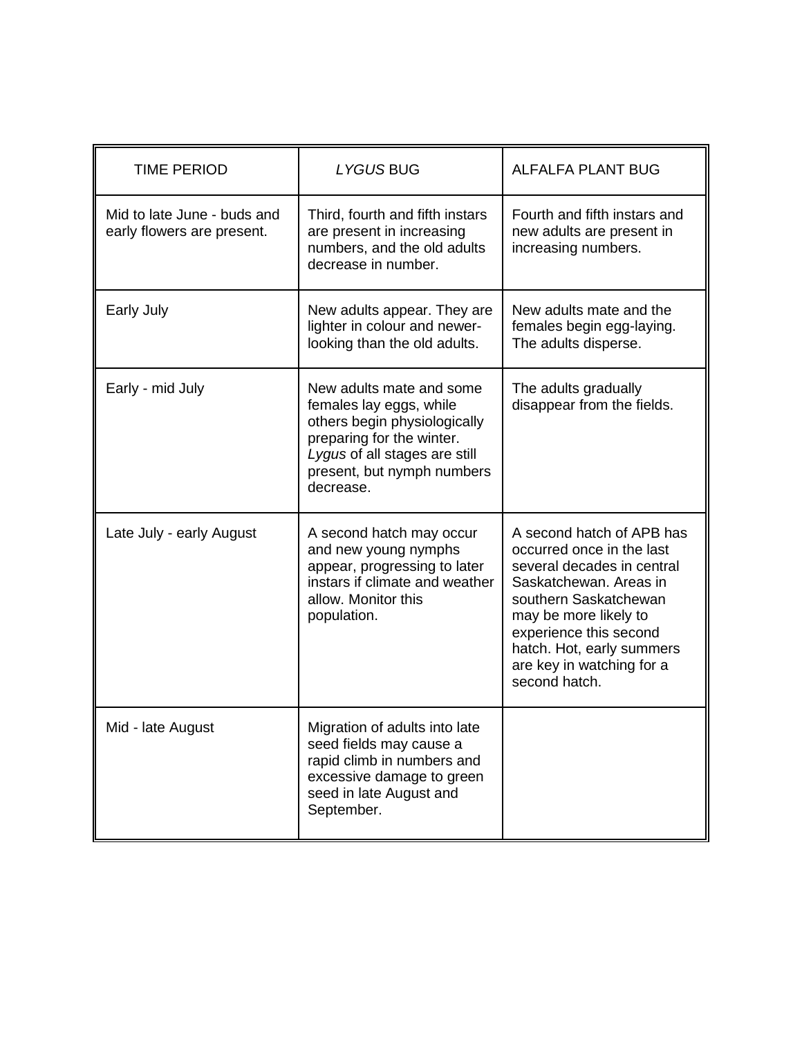| TIME PERIOD | *LYGUS* BUG | ALFALFA PLANT BUG |
|---|---|---|
| Mid to late June - buds and early flowers are present. | Third, fourth and fifth instars are present in increasing numbers, and the old adults decrease in number. | Fourth and fifth instars and new adults are present in increasing numbers. |
| Early July | New adults appear. They are lighter in colour and newer-looking than the old adults. | New adults mate and the females begin egg-laying. The adults disperse. |
| Early - mid July | New adults mate and some females lay eggs, while others begin physiologically preparing for the winter. *Lygus* of all stages are still present, but nymph numbers decrease. | The adults gradually disappear from the fields. |
| Late July - early August | A second hatch may occur and new young nymphs appear, progressing to later instars if climate and weather allow. Monitor this population. | A second hatch of APB has occurred once in the last several decades in central Saskatchewan. Areas in southern Saskatchewan may be more likely to experience this second hatch. Hot, early summers are key in watching for a second hatch. |
| Mid - late August | Migration of adults into late seed fields may cause a rapid climb in numbers and excessive damage to green seed in late August and September. | |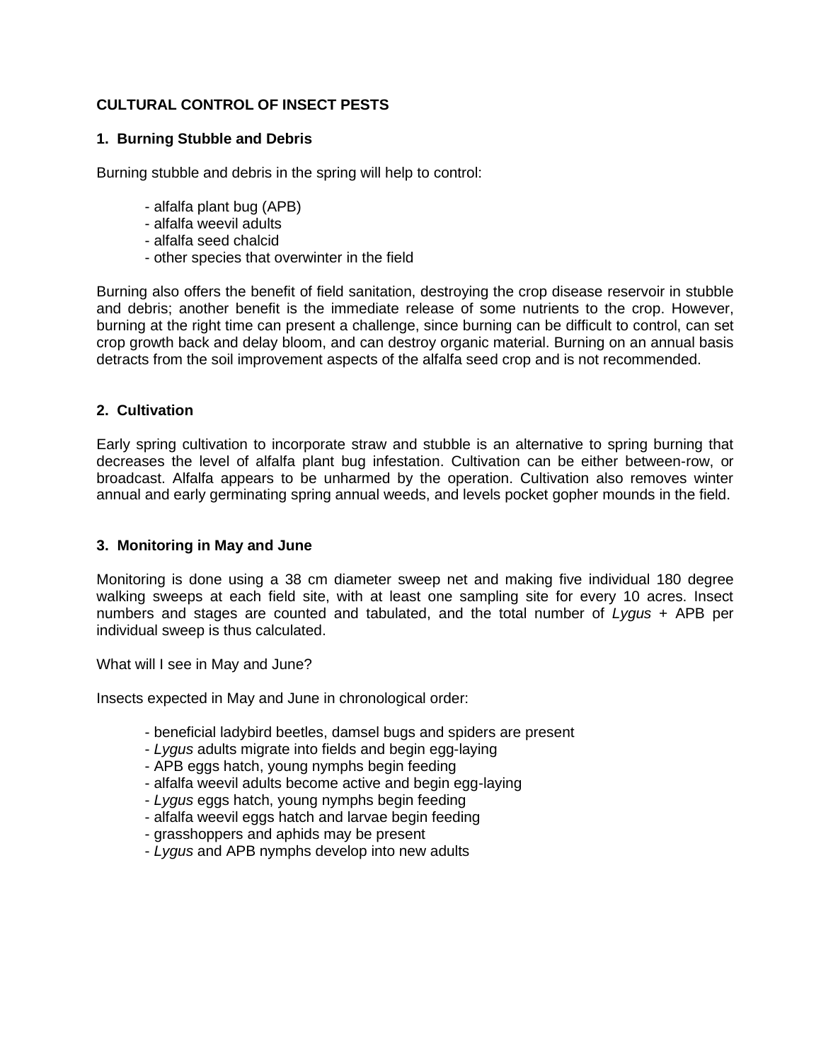## CULTURAL CONTROL OF INSECT PESTS

### 1. Burning Stubble and Debris

Burning stubble and debris in the spring will help to control:

- alfalfa plant bug (APB)
- alfalfa weevil adults
- alfalfa seed chalcid
- other species that overwinter in the field

Burning also offers the benefit of field sanitation, destroying the crop disease reservoir in stubble and debris; another benefit is the immediate release of some nutrients to the crop. However, burning at the right time can present a challenge, since burning can be difficult to control, can set crop growth back and delay bloom, and can destroy organic material. Burning on an annual basis detracts from the soil improvement aspects of the alfalfa seed crop and is not recommended.

### 2. Cultivation

Early spring cultivation to incorporate straw and stubble is an alternative to spring burning that decreases the level of alfalfa plant bug infestation. Cultivation can be either between-row, or broadcast. Alfalfa appears to be unharmed by the operation. Cultivation also removes winter annual and early germinating spring annual weeds, and levels pocket gopher mounds in the field.

### 3. Monitoring in May and June

Monitoring is done using a 38 cm diameter sweep net and making five individual 180 degree walking sweeps at each field site, with at least one sampling site for every 10 acres. Insect numbers and stages are counted and tabulated, and the total number of *Lygus* + APB per individual sweep is thus calculated.

What will I see in May and June?

Insects expected in May and June in chronological order:

- beneficial ladybird beetles, damsel bugs and spiders are present
- *Lygus* adults migrate into fields and begin egg-laying
- APB eggs hatch, young nymphs begin feeding
- alfalfa weevil adults become active and begin egg-laying
- *Lygus* eggs hatch, young nymphs begin feeding
- alfalfa weevil eggs hatch and larvae begin feeding
- grasshoppers and aphids may be present
- *Lygus* and APB nymphs develop into new adults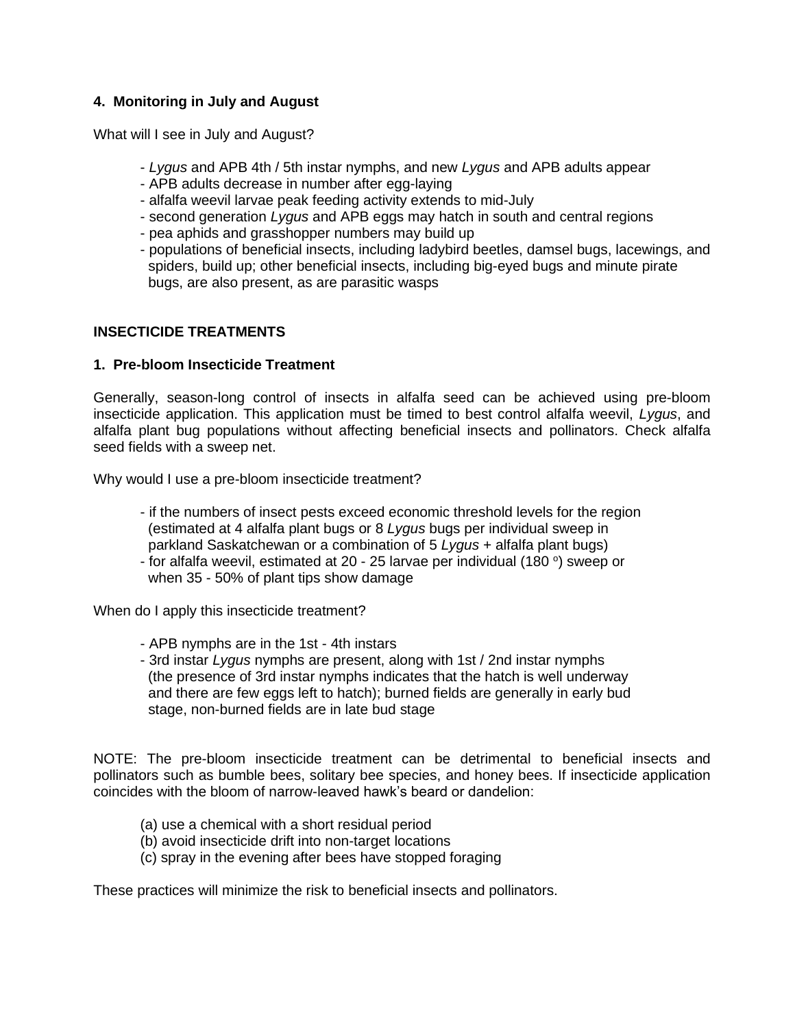**4. Monitoring in July and August**

What will I see in July and August?

- *Lygus* and APB 4th / 5th instar nymphs, and new *Lygus* and APB adults appear
- APB adults decrease in number after egg-laying
- alfalfa weevil larvae peak feeding activity extends to mid-July
- second generation *Lygus* and APB eggs may hatch in south and central regions
- pea aphids and grasshopper numbers may build up
- populations of beneficial insects, including ladybird beetles, damsel bugs, lacewings, and spiders, build up; other beneficial insects, including big-eyed bugs and minute pirate bugs, are also present, as are parasitic wasps

**INSECTICIDE TREATMENTS**

**1. Pre-bloom Insecticide Treatment**

Generally, season-long control of insects in alfalfa seed can be achieved using pre-bloom insecticide application. This application must be timed to best control alfalfa weevil, *Lygus*, and alfalfa plant bug populations without affecting beneficial insects and pollinators. Check alfalfa seed fields with a sweep net.

Why would I use a pre-bloom insecticide treatment?

- if the numbers of insect pests exceed economic threshold levels for the region (estimated at 4 alfalfa plant bugs or 8 *Lygus* bugs per individual sweep in parkland Saskatchewan or a combination of 5 *Lygus* + alfalfa plant bugs)
- for alfalfa weevil, estimated at 20 - 25 larvae per individual (180 $^o$) sweep or when 35 - 50% of plant tips show damage

When do I apply this insecticide treatment?

- APB nymphs are in the 1st - 4th instars
- 3rd instar *Lygus* nymphs are present, along with 1st / 2nd instar nymphs (the presence of 3rd instar nymphs indicates that the hatch is well underway and there are few eggs left to hatch); burned fields are generally in early bud stage, non-burned fields are in late bud stage

NOTE: The pre-bloom insecticide treatment can be detrimental to beneficial insects and pollinators such as bumble bees, solitary bee species, and honey bees. If insecticide application coincides with the bloom of narrow-leaved hawk's beard or dandelion:

(a) use a chemical with a short residual period
(b) avoid insecticide drift into non-target locations
(c) spray in the evening after bees have stopped foraging

These practices will minimize the risk to beneficial insects and pollinators.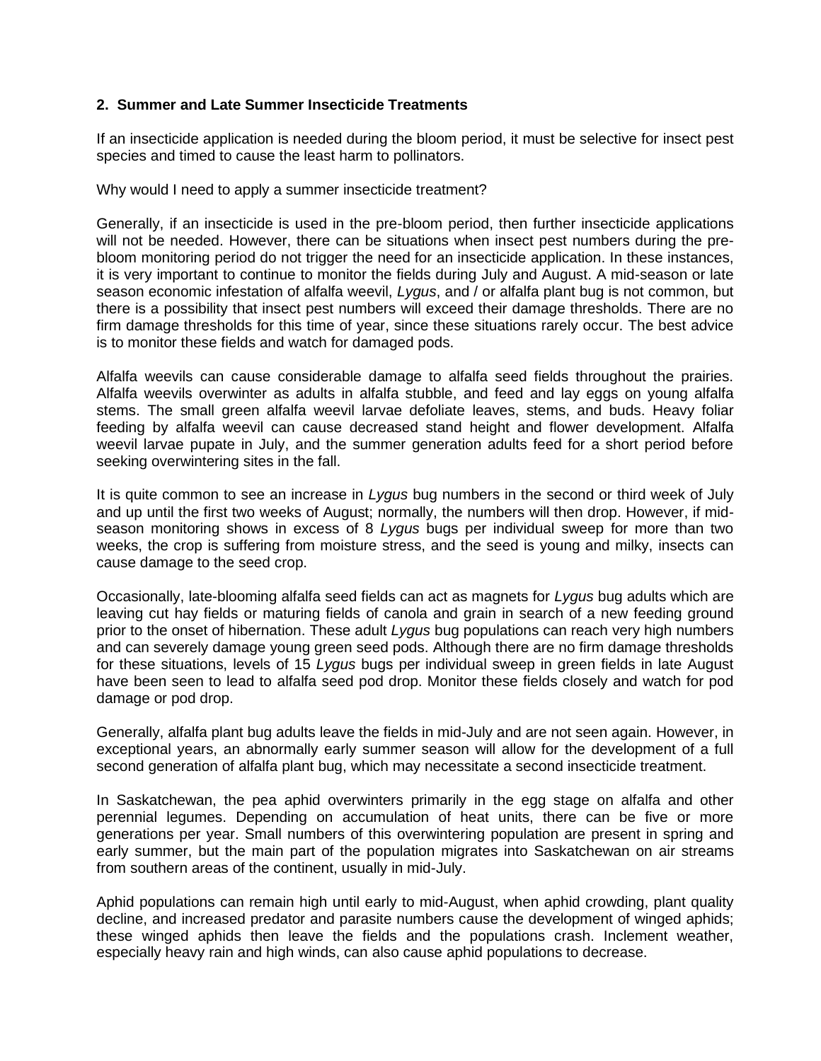## 2. Summer and Late Summer Insecticide Treatments

If an insecticide application is needed during the bloom period, it must be selective for insect pest species and timed to cause the least harm to pollinators.

Why would I need to apply a summer insecticide treatment?

Generally, if an insecticide is used in the pre-bloom period, then further insecticide applications will not be needed. However, there can be situations when insect pest numbers during the pre-bloom monitoring period do not trigger the need for an insecticide application. In these instances, it is very important to continue to monitor the fields during July and August. A mid-season or late season economic infestation of alfalfa weevil, *Lygus*, and / or alfalfa plant bug is not common, but there is a possibility that insect pest numbers will exceed their damage thresholds. There are no firm damage thresholds for this time of year, since these situations rarely occur. The best advice is to monitor these fields and watch for damaged pods.

Alfalfa weevils can cause considerable damage to alfalfa seed fields throughout the prairies. Alfalfa weevils overwinter as adults in alfalfa stubble, and feed and lay eggs on young alfalfa stems. The small green alfalfa weevil larvae defoliate leaves, stems, and buds. Heavy foliar feeding by alfalfa weevil can cause decreased stand height and flower development. Alfalfa weevil larvae pupate in July, and the summer generation adults feed for a short period before seeking overwintering sites in the fall.

It is quite common to see an increase in *Lygus* bug numbers in the second or third week of July and up until the first two weeks of August; normally, the numbers will then drop. However, if mid-season monitoring shows in excess of 8 *Lygus* bugs per individual sweep for more than two weeks, the crop is suffering from moisture stress, and the seed is young and milky, insects can cause damage to the seed crop.

Occasionally, late-blooming alfalfa seed fields can act as magnets for *Lygus* bug adults which are leaving cut hay fields or maturing fields of canola and grain in search of a new feeding ground prior to the onset of hibernation. These adult *Lygus* bug populations can reach very high numbers and can severely damage young green seed pods. Although there are no firm damage thresholds for these situations, levels of 15 *Lygus* bugs per individual sweep in green fields in late August have been seen to lead to alfalfa seed pod drop. Monitor these fields closely and watch for pod damage or pod drop.

Generally, alfalfa plant bug adults leave the fields in mid-July and are not seen again. However, in exceptional years, an abnormally early summer season will allow for the development of a full second generation of alfalfa plant bug, which may necessitate a second insecticide treatment.

In Saskatchewan, the pea aphid overwinters primarily in the egg stage on alfalfa and other perennial legumes. Depending on accumulation of heat units, there can be five or more generations per year. Small numbers of this overwintering population are present in spring and early summer, but the main part of the population migrates into Saskatchewan on air streams from southern areas of the continent, usually in mid-July.

Aphid populations can remain high until early to mid-August, when aphid crowding, plant quality decline, and increased predator and parasite numbers cause the development of winged aphids; these winged aphids then leave the fields and the populations crash. Inclement weather, especially heavy rain and high winds, can also cause aphid populations to decrease.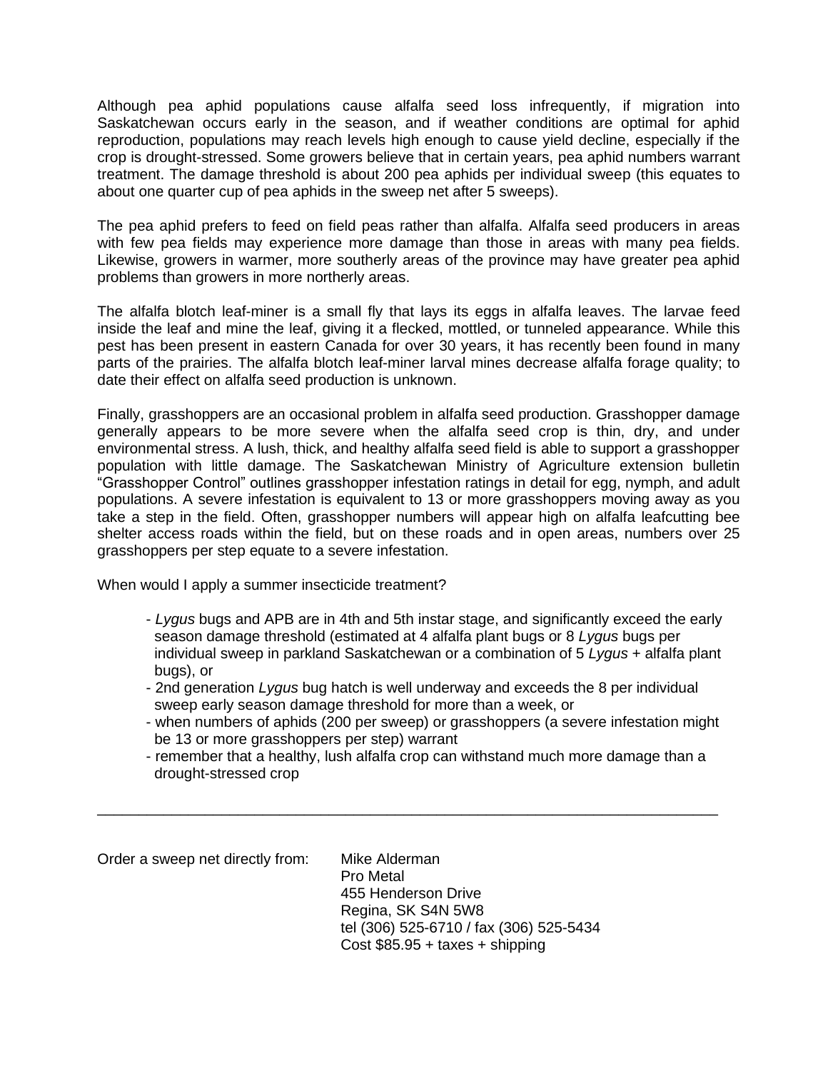Although pea aphid populations cause alfalfa seed loss infrequently, if migration into Saskatchewan occurs early in the season, and if weather conditions are optimal for aphid reproduction, populations may reach levels high enough to cause yield decline, especially if the crop is drought-stressed. Some growers believe that in certain years, pea aphid numbers warrant treatment. The damage threshold is about 200 pea aphids per individual sweep (this equates to about one quarter cup of pea aphids in the sweep net after 5 sweeps).

The pea aphid prefers to feed on field peas rather than alfalfa. Alfalfa seed producers in areas with few pea fields may experience more damage than those in areas with many pea fields. Likewise, growers in warmer, more southerly areas of the province may have greater pea aphid problems than growers in more northerly areas.

The alfalfa blotch leaf-miner is a small fly that lays its eggs in alfalfa leaves. The larvae feed inside the leaf and mine the leaf, giving it a flecked, mottled, or tunneled appearance. While this pest has been present in eastern Canada for over 30 years, it has recently been found in many parts of the prairies. The alfalfa blotch leaf-miner larval mines decrease alfalfa forage quality; to date their effect on alfalfa seed production is unknown.

Finally, grasshoppers are an occasional problem in alfalfa seed production. Grasshopper damage generally appears to be more severe when the alfalfa seed crop is thin, dry, and under environmental stress. A lush, thick, and healthy alfalfa seed field is able to support a grasshopper population with little damage. The Saskatchewan Ministry of Agriculture extension bulletin "Grasshopper Control" outlines grasshopper infestation ratings in detail for egg, nymph, and adult populations. A severe infestation is equivalent to 13 or more grasshoppers moving away as you take a step in the field. Often, grasshopper numbers will appear high on alfalfa leafcutting bee shelter access roads within the field, but on these roads and in open areas, numbers over 25 grasshoppers per step equate to a severe infestation.

When would I apply a summer insecticide treatment?

- *Lygus* bugs and APB are in 4th and 5th instar stage, and significantly exceed the early season damage threshold (estimated at 4 alfalfa plant bugs or 8 *Lygus* bugs per individual sweep in parkland Saskatchewan or a combination of 5 *Lygus* + alfalfa plant bugs), or
- 2nd generation *Lygus* bug hatch is well underway and exceeds the 8 per individual sweep early season damage threshold for more than a week, or
- when numbers of aphids (200 per sweep) or grasshoppers (a severe infestation might be 13 or more grasshoppers per step) warrant
- remember that a healthy, lush alfalfa crop can withstand much more damage than a drought-stressed crop

---

Order a sweep net directly from:

Mike Alderman
Pro Metal
455 Henderson Drive
Regina, SK S4N 5W8
tel (306) 525-6710 / fax (306) 525-5434
Cost $85.95 + taxes + shipping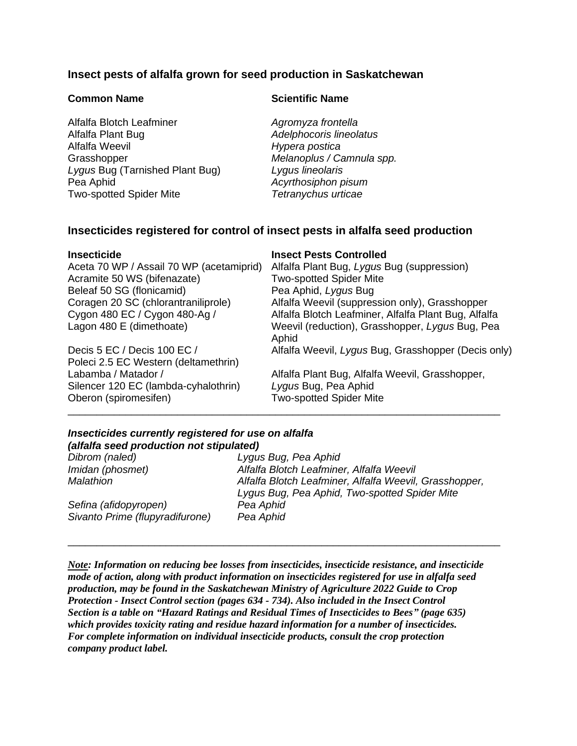### Insect pests of alfalfa grown for seed production in Saskatchewan

| **Common Name** | **Scientific Name** |
|---|---|
| Alfalfa Blotch Leafminer | *Agromyza frontella* |
| Alfalfa Plant Bug | *Adelphocoris lineolatus* |
| Alfalfa Weevil | *Hypera postica* |
| Grasshopper | *Melanoplus / Camnula spp.* |
| *Lygus* Bug (Tarnished Plant Bug) | *Lygus lineolaris* |
| Pea Aphid | *Acyrthosiphon pisum* |
| Two-spotted Spider Mite | *Tetranychus urticae* |

### Insecticides registered for control of insect pests in alfalfa seed production

| **Insecticide** | **Insect Pests Controlled** |
|---|---|
| Aceta 70 WP / Assail 70 WP (acetamiprid) | Alfalfa Plant Bug, *Lygus* Bug (suppression) |
| Acramite 50 WS (bifenazate) | Two-spotted Spider Mite |
| Beleaf 50 SG (flonicamid) | Pea Aphid, *Lygus* Bug |
| Coragen 20 SC (chlorantraniliprole) | Alfalfa Weevil (suppression only), Grasshopper |
| Cygon 480 EC / Cygon 480-Ag / Lagon 480 E (dimethoate) | Alfalfa Blotch Leafminer, Alfalfa Plant Bug, Alfalfa Weevil (reduction), Grasshopper, *Lygus* Bug, Pea Aphid |
| Decis 5 EC / Decis 100 EC / Poleci 2.5 EC Western (deltamethrin) | Alfalfa Weevil, *Lygus* Bug, Grasshopper (Decis only) |
| Labamba / Matador / Silencer 120 EC (lambda-cyhalothrin) | Alfalfa Plant Bug, Alfalfa Weevil, Grasshopper, *Lygus* Bug, Pea Aphid |
| Oberon (spiromesifen) | Two-spotted Spider Mite |

---

***Insecticides currently registered for use on alfalfa (alfalfa seed production not stipulated)***

| | |
|---|---|
| *Dibrom (naled)* | *Lygus Bug, Pea Aphid* |
| *Imidan (phosmet)* | *Alfalfa Blotch Leafminer, Alfalfa Weevil* |
| *Malathion* | *Alfalfa Blotch Leafminer, Alfalfa Weevil, Grasshopper, Lygus Bug, Pea Aphid, Two-spotted Spider Mite* |
| *Sefina (afidopyropen)* | *Pea Aphid* |
| *Sivanto Prime (flupyradifurone)* | *Pea Aphid* |

---

***Note**: Information on reducing bee losses from insecticides, insecticide resistance, and insecticide mode of action, along with product information on insecticides registered for use in alfalfa seed production, may be found in the Saskatchewan Ministry of Agriculture 2022 Guide to Crop Protection - Insect Control section (pages 634 - 734). Also included in the Insect Control Section is a table on "Hazard Ratings and Residual Times of Insecticides to Bees" (page 635) which provides toxicity rating and residue hazard information for a number of insecticides. For complete information on individual insecticide products, consult the crop protection company product label.*